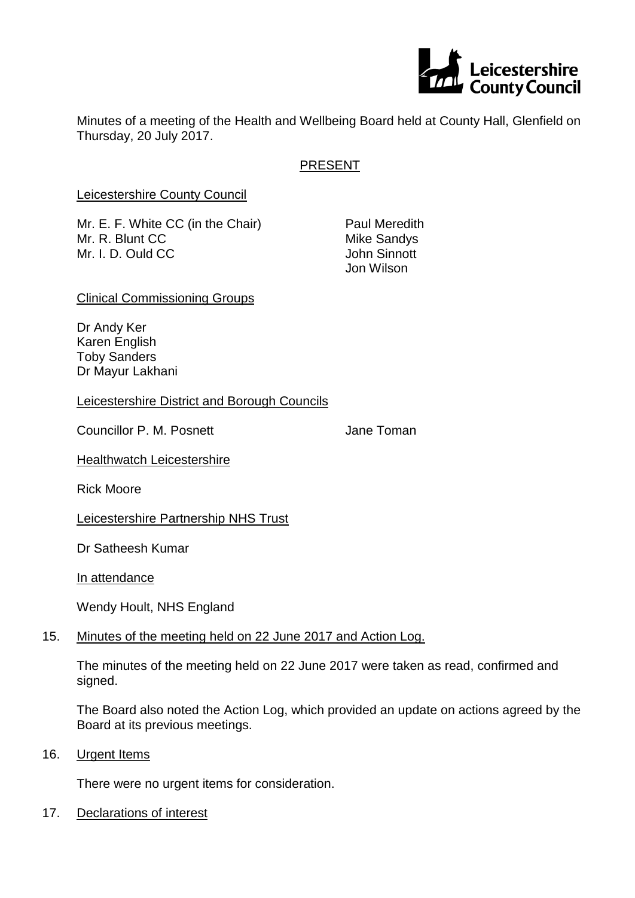Leicestershire County Council

Minutes of a meeting of the Health and Wellbeing Board held at County Hall, Glenfield on Thursday, 20 July 2017.

PRESENT

Leicestershire County Council

Mr. E. F. White CC (in the Chair)
Mr. R. Blunt CC
Mr. I. D. Ould CC
Paul Meredith
Mike Sandys
John Sinnott
Jon Wilson

Clinical Commissioning Groups

Dr Andy Ker
Karen English
Toby Sanders
Dr Mayur Lakhani

Leicestershire District and Borough Councils

Councillor P. M. Posnett
Jane Toman

Healthwatch Leicestershire

Rick Moore

Leicestershire Partnership NHS Trust

Dr Satheesh Kumar

In attendance

Wendy Hoult, NHS England

15. Minutes of the meeting held on 22 June 2017 and Action Log.

The minutes of the meeting held on 22 June 2017 were taken as read, confirmed and signed.

The Board also noted the Action Log, which provided an update on actions agreed by the Board at its previous meetings.

16. Urgent Items

There were no urgent items for consideration.

17. Declarations of interest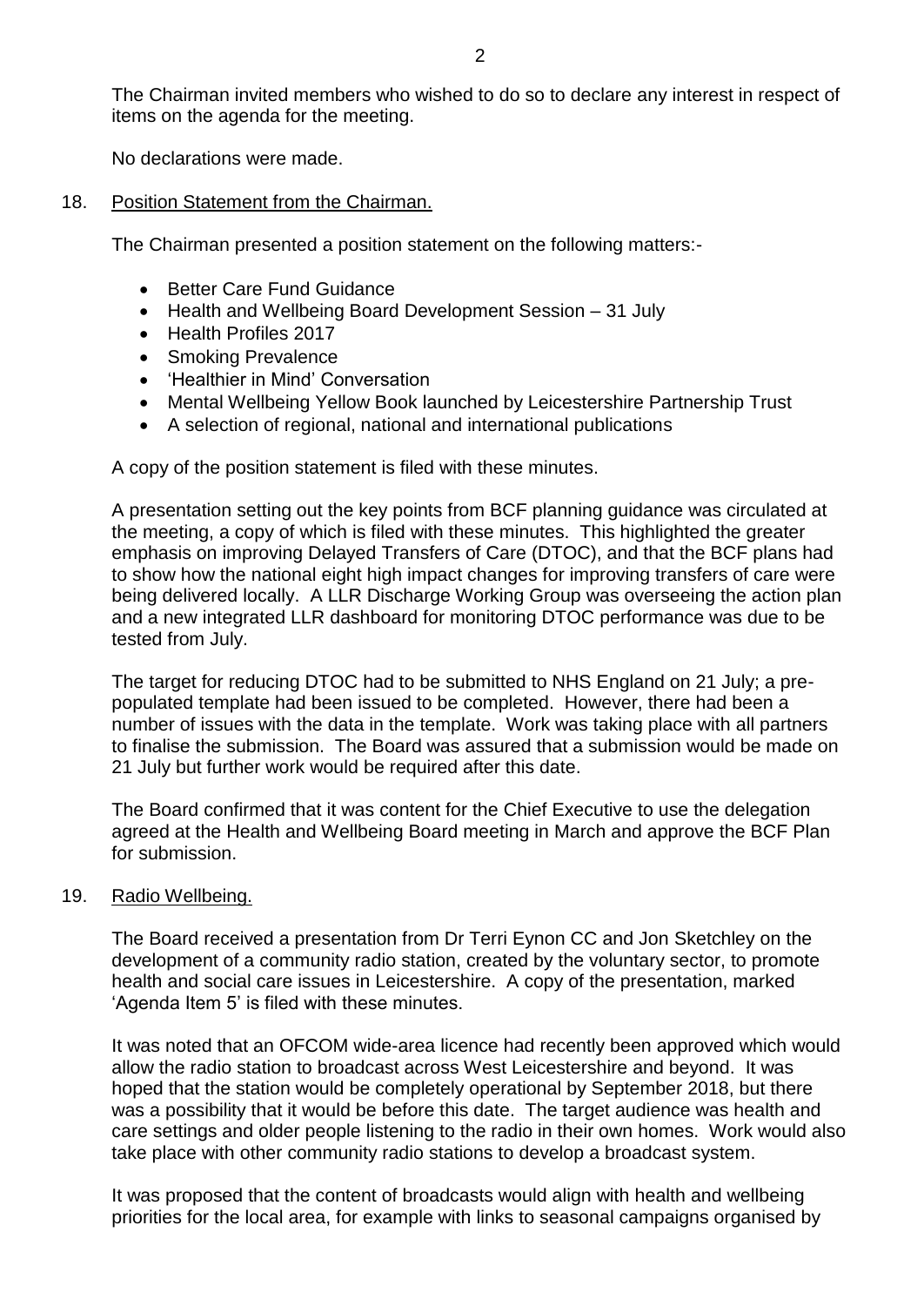The Chairman invited members who wished to do so to declare any interest in respect of items on the agenda for the meeting.

No declarations were made.

18. Position Statement from the Chairman.

The Chairman presented a position statement on the following matters:-

- Better Care Fund Guidance
- Health and Wellbeing Board Development Session – 31 July
- Health Profiles 2017
- Smoking Prevalence
- 'Healthier in Mind' Conversation
- Mental Wellbeing Yellow Book launched by Leicestershire Partnership Trust
- A selection of regional, national and international publications

A copy of the position statement is filed with these minutes.

A presentation setting out the key points from BCF planning guidance was circulated at the meeting, a copy of which is filed with these minutes. This highlighted the greater emphasis on improving Delayed Transfers of Care (DTOC), and that the BCF plans had to show how the national eight high impact changes for improving transfers of care were being delivered locally. A LLR Discharge Working Group was overseeing the action plan and a new integrated LLR dashboard for monitoring DTOC performance was due to be tested from July.

The target for reducing DTOC had to be submitted to NHS England on 21 July; a pre-populated template had been issued to be completed. However, there had been a number of issues with the data in the template. Work was taking place with all partners to finalise the submission. The Board was assured that a submission would be made on 21 July but further work would be required after this date.

The Board confirmed that it was content for the Chief Executive to use the delegation agreed at the Health and Wellbeing Board meeting in March and approve the BCF Plan for submission.

19. Radio Wellbeing.

The Board received a presentation from Dr Terri Eynon CC and Jon Sketchley on the development of a community radio station, created by the voluntary sector, to promote health and social care issues in Leicestershire. A copy of the presentation, marked 'Agenda Item 5' is filed with these minutes.

It was noted that an OFCOM wide-area licence had recently been approved which would allow the radio station to broadcast across West Leicestershire and beyond. It was hoped that the station would be completely operational by September 2018, but there was a possibility that it would be before this date. The target audience was health and care settings and older people listening to the radio in their own homes. Work would also take place with other community radio stations to develop a broadcast system.

It was proposed that the content of broadcasts would align with health and wellbeing priorities for the local area, for example with links to seasonal campaigns organised by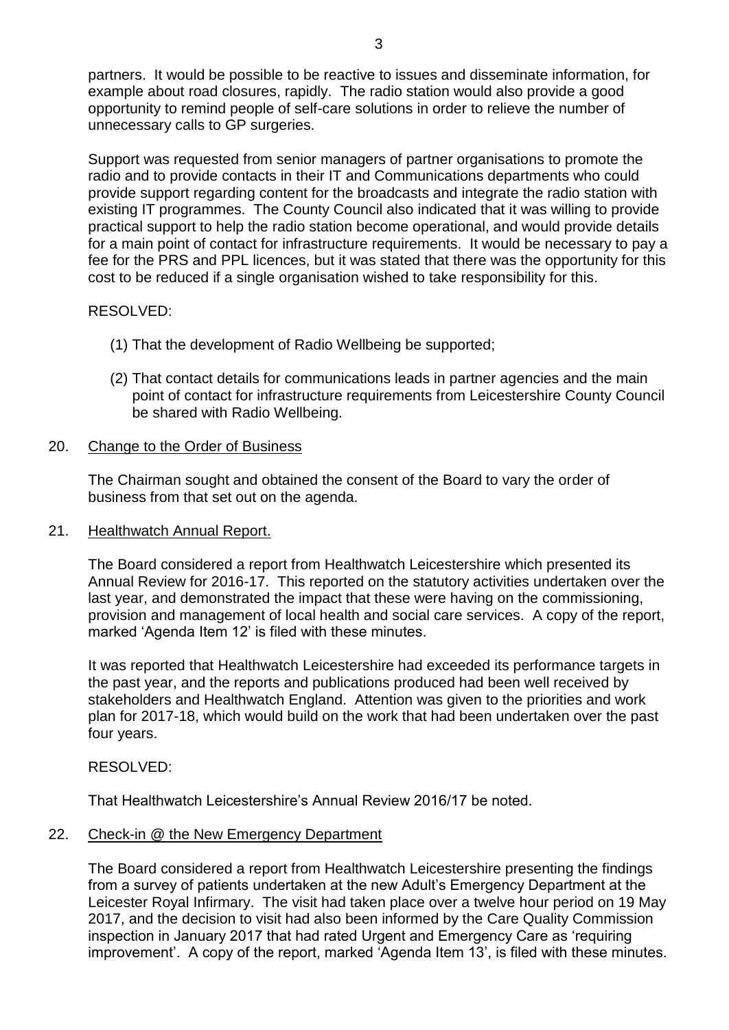partners. It would be possible to be reactive to issues and disseminate information, for example about road closures, rapidly. The radio station would also provide a good opportunity to remind people of self-care solutions in order to relieve the number of unnecessary calls to GP surgeries.

Support was requested from senior managers of partner organisations to promote the radio and to provide contacts in their IT and Communications departments who could provide support regarding content for the broadcasts and integrate the radio station with existing IT programmes. The County Council also indicated that it was willing to provide practical support to help the radio station become operational, and would provide details for a main point of contact for infrastructure requirements. It would be necessary to pay a fee for the PRS and PPL licences, but it was stated that there was the opportunity for this cost to be reduced if a single organisation wished to take responsibility for this.

RESOLVED:

(1) That the development of Radio Wellbeing be supported;

(2) That contact details for communications leads in partner agencies and the main point of contact for infrastructure requirements from Leicestershire County Council be shared with Radio Wellbeing.

20. Change to the Order of Business

The Chairman sought and obtained the consent of the Board to vary the order of business from that set out on the agenda.

21. Healthwatch Annual Report.

The Board considered a report from Healthwatch Leicestershire which presented its Annual Review for 2016-17. This reported on the statutory activities undertaken over the last year, and demonstrated the impact that these were having on the commissioning, provision and management of local health and social care services. A copy of the report, marked 'Agenda Item 12' is filed with these minutes.

It was reported that Healthwatch Leicestershire had exceeded its performance targets in the past year, and the reports and publications produced had been well received by stakeholders and Healthwatch England. Attention was given to the priorities and work plan for 2017-18, which would build on the work that had been undertaken over the past four years.

RESOLVED:

That Healthwatch Leicestershire's Annual Review 2016/17 be noted.

22. Check-in @ the New Emergency Department

The Board considered a report from Healthwatch Leicestershire presenting the findings from a survey of patients undertaken at the new Adult's Emergency Department at the Leicester Royal Infirmary. The visit had taken place over a twelve hour period on 19 May 2017, and the decision to visit had also been informed by the Care Quality Commission inspection in January 2017 that had rated Urgent and Emergency Care as 'requiring improvement'. A copy of the report, marked 'Agenda Item 13', is filed with these minutes.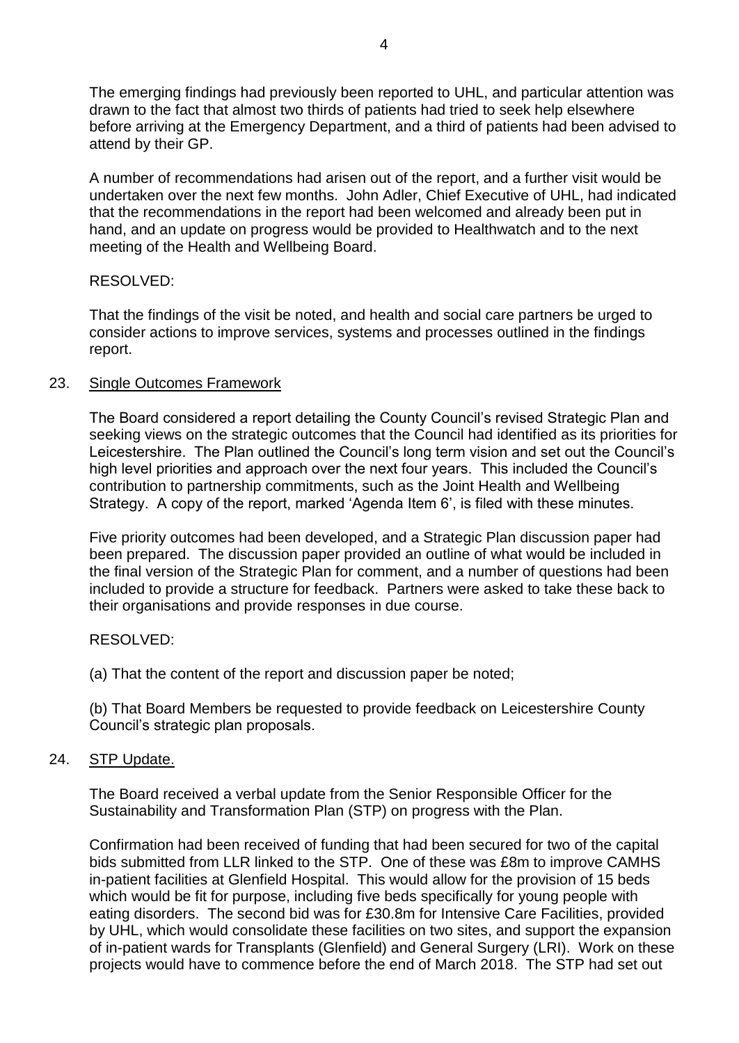The emerging findings had previously been reported to UHL, and particular attention was drawn to the fact that almost two thirds of patients had tried to seek help elsewhere before arriving at the Emergency Department, and a third of patients had been advised to attend by their GP.

A number of recommendations had arisen out of the report, and a further visit would be undertaken over the next few months. John Adler, Chief Executive of UHL, had indicated that the recommendations in the report had been welcomed and already been put in hand, and an update on progress would be provided to Healthwatch and to the next meeting of the Health and Wellbeing Board.

RESOLVED:

That the findings of the visit be noted, and health and social care partners be urged to consider actions to improve services, systems and processes outlined in the findings report.

23. Single Outcomes Framework

The Board considered a report detailing the County Council's revised Strategic Plan and seeking views on the strategic outcomes that the Council had identified as its priorities for Leicestershire. The Plan outlined the Council's long term vision and set out the Council's high level priorities and approach over the next four years. This included the Council's contribution to partnership commitments, such as the Joint Health and Wellbeing Strategy. A copy of the report, marked 'Agenda Item 6', is filed with these minutes.

Five priority outcomes had been developed, and a Strategic Plan discussion paper had been prepared. The discussion paper provided an outline of what would be included in the final version of the Strategic Plan for comment, and a number of questions had been included to provide a structure for feedback. Partners were asked to take these back to their organisations and provide responses in due course.

RESOLVED:

(a) That the content of the report and discussion paper be noted;

(b) That Board Members be requested to provide feedback on Leicestershire County Council's strategic plan proposals.

24. STP Update.

The Board received a verbal update from the Senior Responsible Officer for the Sustainability and Transformation Plan (STP) on progress with the Plan.

Confirmation had been received of funding that had been secured for two of the capital bids submitted from LLR linked to the STP. One of these was £8m to improve CAMHS in-patient facilities at Glenfield Hospital. This would allow for the provision of 15 beds which would be fit for purpose, including five beds specifically for young people with eating disorders. The second bid was for £30.8m for Intensive Care Facilities, provided by UHL, which would consolidate these facilities on two sites, and support the expansion of in-patient wards for Transplants (Glenfield) and General Surgery (LRI). Work on these projects would have to commence before the end of March 2018. The STP had set out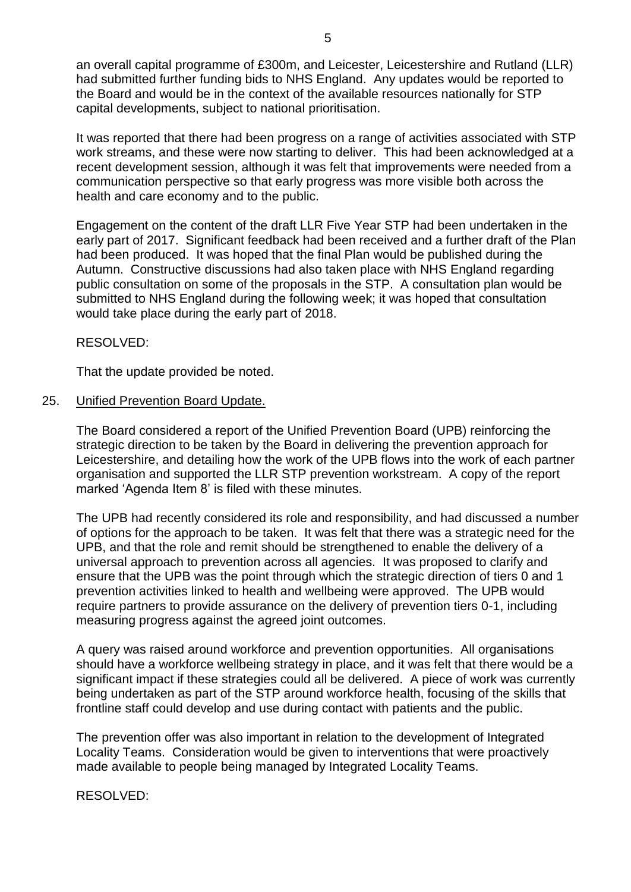an overall capital programme of £300m, and Leicester, Leicestershire and Rutland (LLR) had submitted further funding bids to NHS England. Any updates would be reported to the Board and would be in the context of the available resources nationally for STP capital developments, subject to national prioritisation.

It was reported that there had been progress on a range of activities associated with STP work streams, and these were now starting to deliver. This had been acknowledged at a recent development session, although it was felt that improvements were needed from a communication perspective so that early progress was more visible both across the health and care economy and to the public.

Engagement on the content of the draft LLR Five Year STP had been undertaken in the early part of 2017. Significant feedback had been received and a further draft of the Plan had been produced. It was hoped that the final Plan would be published during the Autumn. Constructive discussions had also taken place with NHS England regarding public consultation on some of the proposals in the STP. A consultation plan would be submitted to NHS England during the following week; it was hoped that consultation would take place during the early part of 2018.

RESOLVED:

That the update provided be noted.

25. <u>Unified Prevention Board Update.</u>

The Board considered a report of the Unified Prevention Board (UPB) reinforcing the strategic direction to be taken by the Board in delivering the prevention approach for Leicestershire, and detailing how the work of the UPB flows into the work of each partner organisation and supported the LLR STP prevention workstream. A copy of the report marked 'Agenda Item 8' is filed with these minutes.

The UPB had recently considered its role and responsibility, and had discussed a number of options for the approach to be taken. It was felt that there was a strategic need for the UPB, and that the role and remit should be strengthened to enable the delivery of a universal approach to prevention across all agencies. It was proposed to clarify and ensure that the UPB was the point through which the strategic direction of tiers 0 and 1 prevention activities linked to health and wellbeing were approved. The UPB would require partners to provide assurance on the delivery of prevention tiers 0-1, including measuring progress against the agreed joint outcomes.

A query was raised around workforce and prevention opportunities. All organisations should have a workforce wellbeing strategy in place, and it was felt that there would be a significant impact if these strategies could all be delivered. A piece of work was currently being undertaken as part of the STP around workforce health, focusing of the skills that frontline staff could develop and use during contact with patients and the public.

The prevention offer was also important in relation to the development of Integrated Locality Teams. Consideration would be given to interventions that were proactively made available to people being managed by Integrated Locality Teams.

RESOLVED: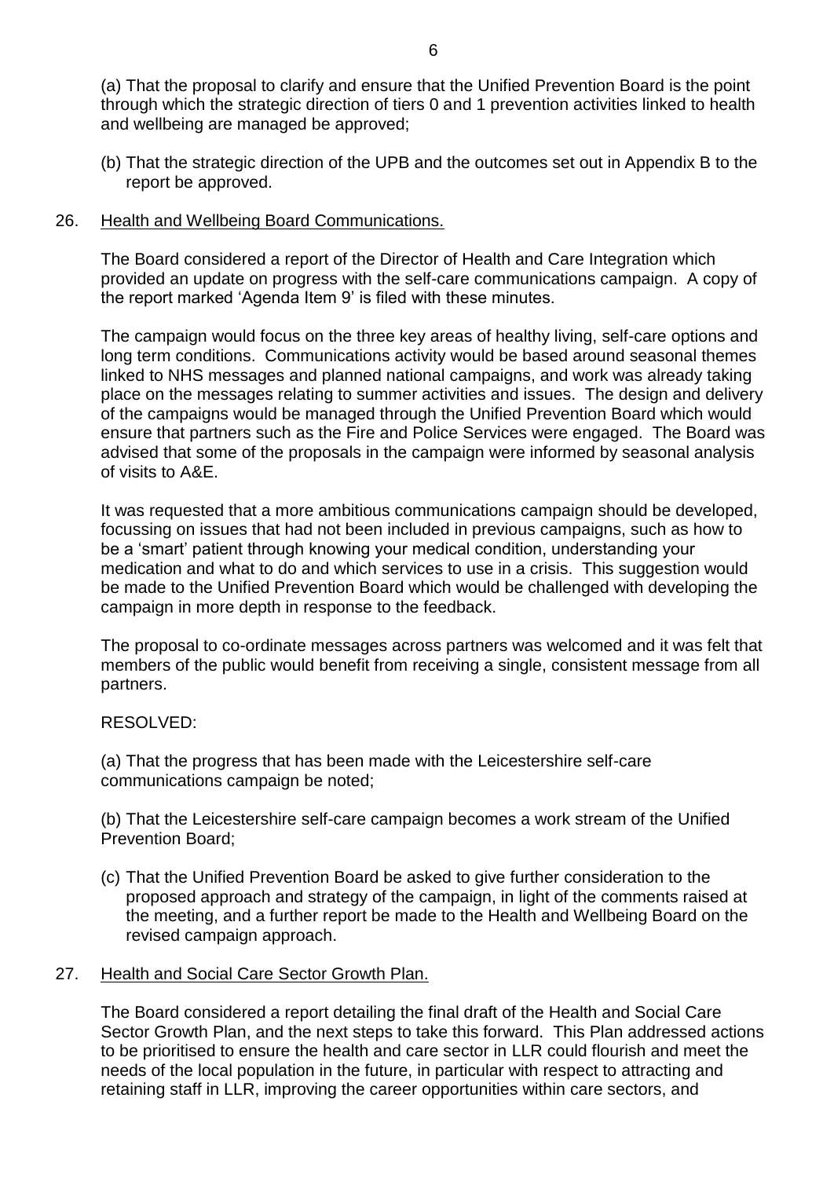(a) That the proposal to clarify and ensure that the Unified Prevention Board is the point through which the strategic direction of tiers 0 and 1 prevention activities linked to health and wellbeing are managed be approved;

(b) That the strategic direction of the UPB and the outcomes set out in Appendix B to the report be approved.

26. Health and Wellbeing Board Communications.

The Board considered a report of the Director of Health and Care Integration which provided an update on progress with the self-care communications campaign. A copy of the report marked 'Agenda Item 9' is filed with these minutes.

The campaign would focus on the three key areas of healthy living, self-care options and long term conditions. Communications activity would be based around seasonal themes linked to NHS messages and planned national campaigns, and work was already taking place on the messages relating to summer activities and issues. The design and delivery of the campaigns would be managed through the Unified Prevention Board which would ensure that partners such as the Fire and Police Services were engaged. The Board was advised that some of the proposals in the campaign were informed by seasonal analysis of visits to A&E.

It was requested that a more ambitious communications campaign should be developed, focussing on issues that had not been included in previous campaigns, such as how to be a 'smart' patient through knowing your medical condition, understanding your medication and what to do and which services to use in a crisis. This suggestion would be made to the Unified Prevention Board which would be challenged with developing the campaign in more depth in response to the feedback.

The proposal to co-ordinate messages across partners was welcomed and it was felt that members of the public would benefit from receiving a single, consistent message from all partners.

RESOLVED:

(a) That the progress that has been made with the Leicestershire self-care communications campaign be noted;

(b) That the Leicestershire self-care campaign becomes a work stream of the Unified Prevention Board;

(c) That the Unified Prevention Board be asked to give further consideration to the proposed approach and strategy of the campaign, in light of the comments raised at the meeting, and a further report be made to the Health and Wellbeing Board on the revised campaign approach.

27. Health and Social Care Sector Growth Plan.

The Board considered a report detailing the final draft of the Health and Social Care Sector Growth Plan, and the next steps to take this forward. This Plan addressed actions to be prioritised to ensure the health and care sector in LLR could flourish and meet the needs of the local population in the future, in particular with respect to attracting and retaining staff in LLR, improving the career opportunities within care sectors, and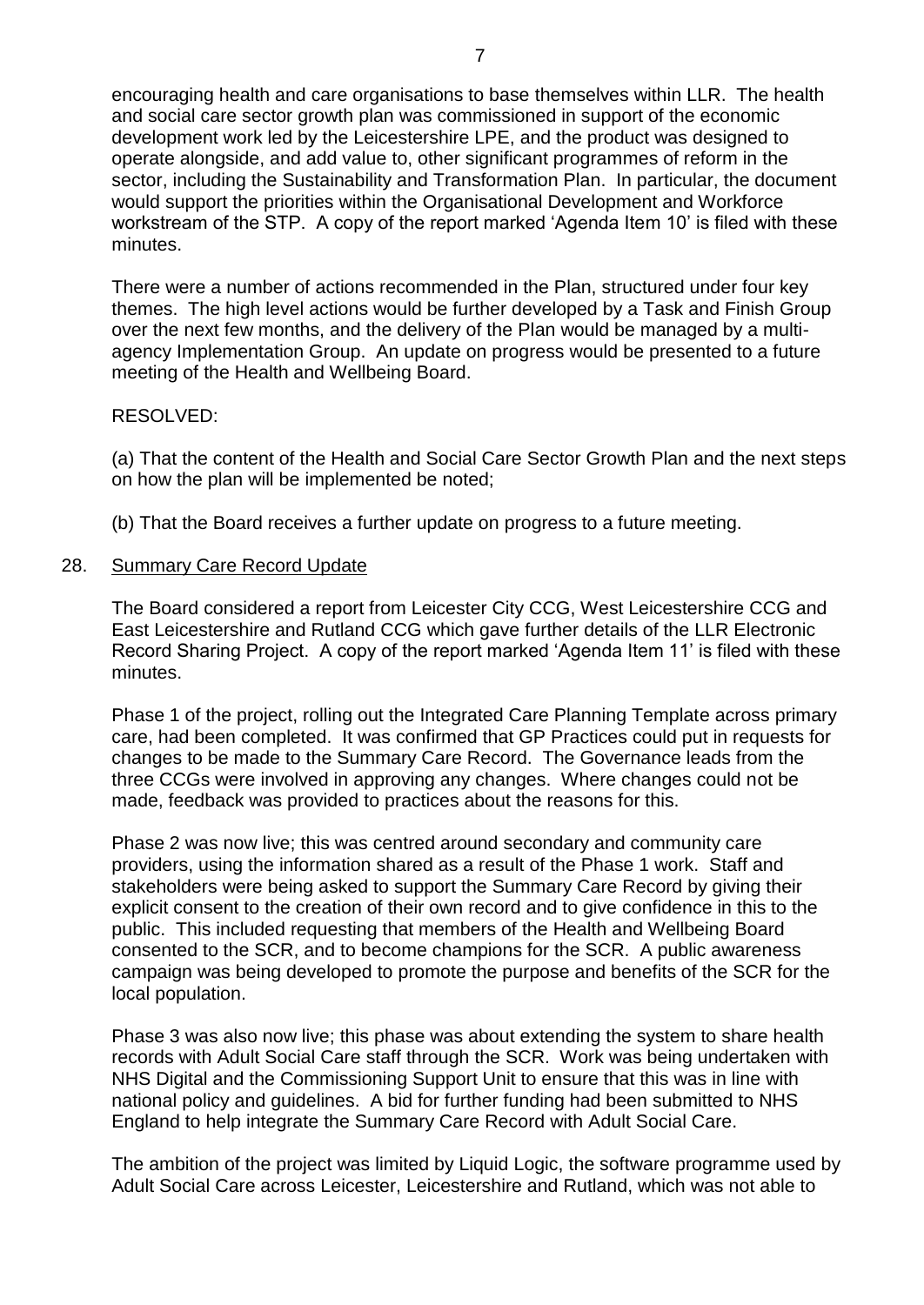encouraging health and care organisations to base themselves within LLR. The health and social care sector growth plan was commissioned in support of the economic development work led by the Leicestershire LPE, and the product was designed to operate alongside, and add value to, other significant programmes of reform in the sector, including the Sustainability and Transformation Plan. In particular, the document would support the priorities within the Organisational Development and Workforce workstream of the STP. A copy of the report marked 'Agenda Item 10' is filed with these minutes.

There were a number of actions recommended in the Plan, structured under four key themes. The high level actions would be further developed by a Task and Finish Group over the next few months, and the delivery of the Plan would be managed by a multi-agency Implementation Group. An update on progress would be presented to a future meeting of the Health and Wellbeing Board.

RESOLVED:

(a) That the content of the Health and Social Care Sector Growth Plan and the next steps on how the plan will be implemented be noted;

(b) That the Board receives a further update on progress to a future meeting.

28. Summary Care Record Update

The Board considered a report from Leicester City CCG, West Leicestershire CCG and East Leicestershire and Rutland CCG which gave further details of the LLR Electronic Record Sharing Project. A copy of the report marked 'Agenda Item 11' is filed with these minutes.

Phase 1 of the project, rolling out the Integrated Care Planning Template across primary care, had been completed. It was confirmed that GP Practices could put in requests for changes to be made to the Summary Care Record. The Governance leads from the three CCGs were involved in approving any changes. Where changes could not be made, feedback was provided to practices about the reasons for this.

Phase 2 was now live; this was centred around secondary and community care providers, using the information shared as a result of the Phase 1 work. Staff and stakeholders were being asked to support the Summary Care Record by giving their explicit consent to the creation of their own record and to give confidence in this to the public. This included requesting that members of the Health and Wellbeing Board consented to the SCR, and to become champions for the SCR. A public awareness campaign was being developed to promote the purpose and benefits of the SCR for the local population.

Phase 3 was also now live; this phase was about extending the system to share health records with Adult Social Care staff through the SCR. Work was being undertaken with NHS Digital and the Commissioning Support Unit to ensure that this was in line with national policy and guidelines. A bid for further funding had been submitted to NHS England to help integrate the Summary Care Record with Adult Social Care.

The ambition of the project was limited by Liquid Logic, the software programme used by Adult Social Care across Leicester, Leicestershire and Rutland, which was not able to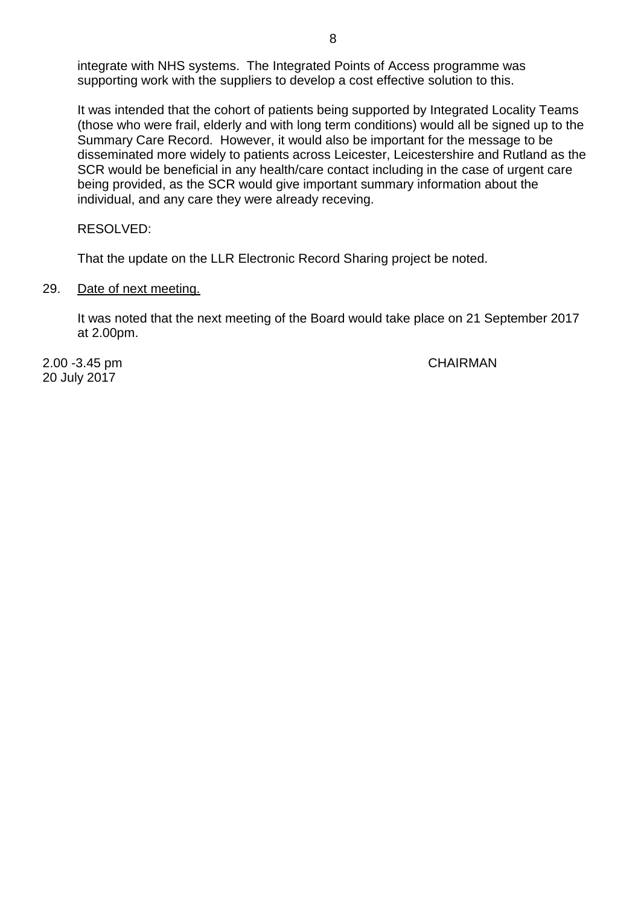integrate with NHS systems. The Integrated Points of Access programme was supporting work with the suppliers to develop a cost effective solution to this.

It was intended that the cohort of patients being supported by Integrated Locality Teams (those who were frail, elderly and with long term conditions) would all be signed up to the Summary Care Record. However, it would also be important for the message to be disseminated more widely to patients across Leicester, Leicestershire and Rutland as the SCR would be beneficial in any health/care contact including in the case of urgent care being provided, as the SCR would give important summary information about the individual, and any care they were already receving.

RESOLVED:

That the update on the LLR Electronic Record Sharing project be noted.

29. Date of next meeting.

It was noted that the next meeting of the Board would take place on 21 September 2017 at 2.00pm.

2.00 -3.45 pm
20 July 2017

CHAIRMAN